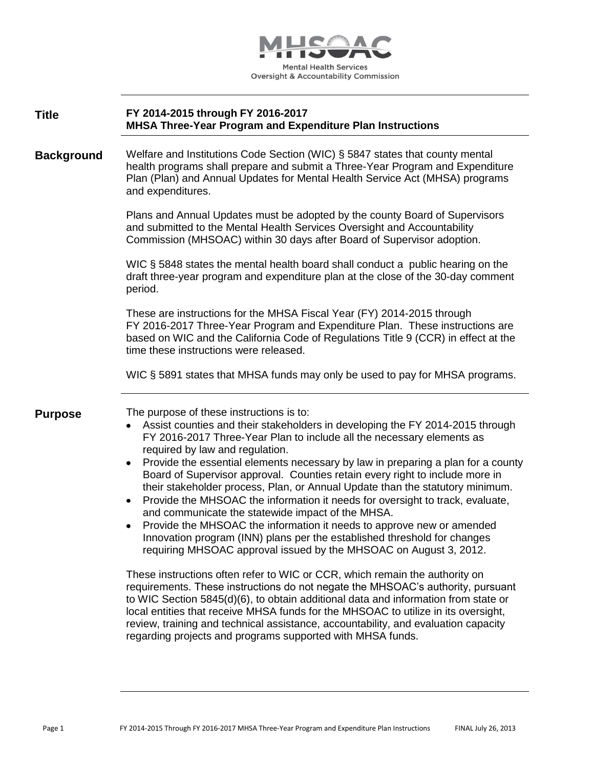MHSOAC

Mental Health Services
Oversight & Accountability Commission

## Title

**FY 2014-2015 through FY 2016-2017**
**MHSA Three-Year Program and Expenditure Plan Instructions**

## Background

Welfare and Institutions Code Section (WIC) § 5847 states that county mental health programs shall prepare and submit a Three-Year Program and Expenditure Plan (Plan) and Annual Updates for Mental Health Service Act (MHSA) programs and expenditures.

Plans and Annual Updates must be adopted by the county Board of Supervisors and submitted to the Mental Health Services Oversight and Accountability Commission (MHSOAC) within 30 days after Board of Supervisor adoption.

WIC § 5848 states the mental health board shall conduct a public hearing on the draft three-year program and expenditure plan at the close of the 30-day comment period.

These are instructions for the MHSA Fiscal Year (FY) 2014-2015 through FY 2016-2017 Three-Year Program and Expenditure Plan. These instructions are based on WIC and the California Code of Regulations Title 9 (CCR) in effect at the time these instructions were released.

WIC § 5891 states that MHSA funds may only be used to pay for MHSA programs.

## Purpose

The purpose of these instructions is to:

- Assist counties and their stakeholders in developing the FY 2014-2015 through FY 2016-2017 Three-Year Plan to include all the necessary elements as required by law and regulation.
- Provide the essential elements necessary by law in preparing a plan for a county Board of Supervisor approval. Counties retain every right to include more in their stakeholder process, Plan, or Annual Update than the statutory minimum.
- Provide the MHSOAC the information it needs for oversight to track, evaluate, and communicate the statewide impact of the MHSA.
- Provide the MHSOAC the information it needs to approve new or amended Innovation program (INN) plans per the established threshold for changes requiring MHSOAC approval issued by the MHSOAC on August 3, 2012.

These instructions often refer to WIC or CCR, which remain the authority on requirements. These instructions do not negate the MHSOAC's authority, pursuant to WIC Section 5845(d)(6), to obtain additional data and information from state or local entities that receive MHSA funds for the MHSOAC to utilize in its oversight, review, training and technical assistance, accountability, and evaluation capacity regarding projects and programs supported with MHSA funds.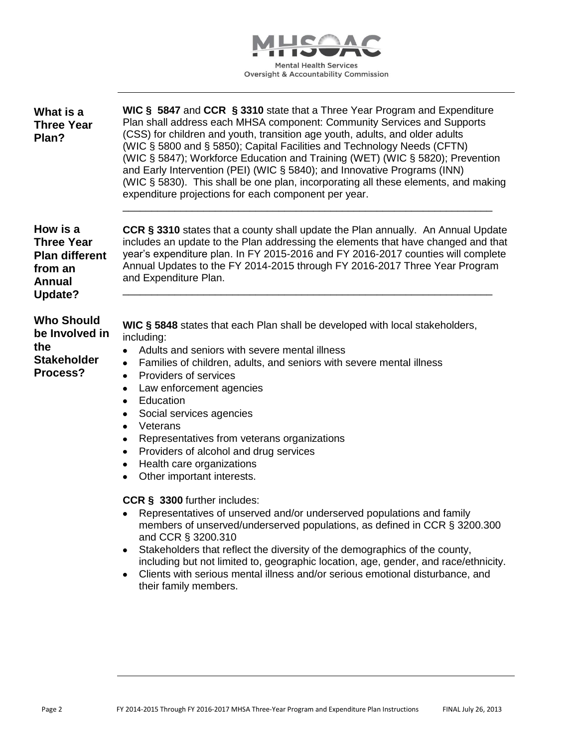## What is a Three Year Plan?

**WIC § 5847** and **CCR § 3310** state that a Three Year Program and Expenditure Plan shall address each MHSA component: Community Services and Supports (CSS) for children and youth, transition age youth, adults, and older adults (WIC § 5800 and § 5850); Capital Facilities and Technology Needs (CFTN) (WIC § 5847); Workforce Education and Training (WET) (WIC § 5820); Prevention and Early Intervention (PEI) (WIC § 5840); and Innovative Programs (INN) (WIC § 5830). This shall be one plan, incorporating all these elements, and making expenditure projections for each component per year.

---

## How is a Three Year Plan different from an Annual Update?

**CCR § 3310** states that a county shall update the Plan annually. An Annual Update includes an update to the Plan addressing the elements that have changed and that year's expenditure plan. In FY 2015-2016 and FY 2016-2017 counties will complete Annual Updates to the FY 2014-2015 through FY 2016-2017 Three Year Program and Expenditure Plan.

---

## Who Should be Involved in the Stakeholder Process?

**WIC § 5848** states that each Plan shall be developed with local stakeholders, including:

- Adults and seniors with severe mental illness
- Families of children, adults, and seniors with severe mental illness
- Providers of services
- Law enforcement agencies
- Education
- Social services agencies
- Veterans
- Representatives from veterans organizations
- Providers of alcohol and drug services
- Health care organizations
- Other important interests.

**CCR § 3300** further includes:

- Representatives of unserved and/or underserved populations and family members of unserved/underserved populations, as defined in CCR § 3200.300 and CCR § 3200.310
- Stakeholders that reflect the diversity of the demographics of the county, including but not limited to, geographic location, age, gender, and race/ethnicity.
- Clients with serious mental illness and/or serious emotional disturbance, and their family members.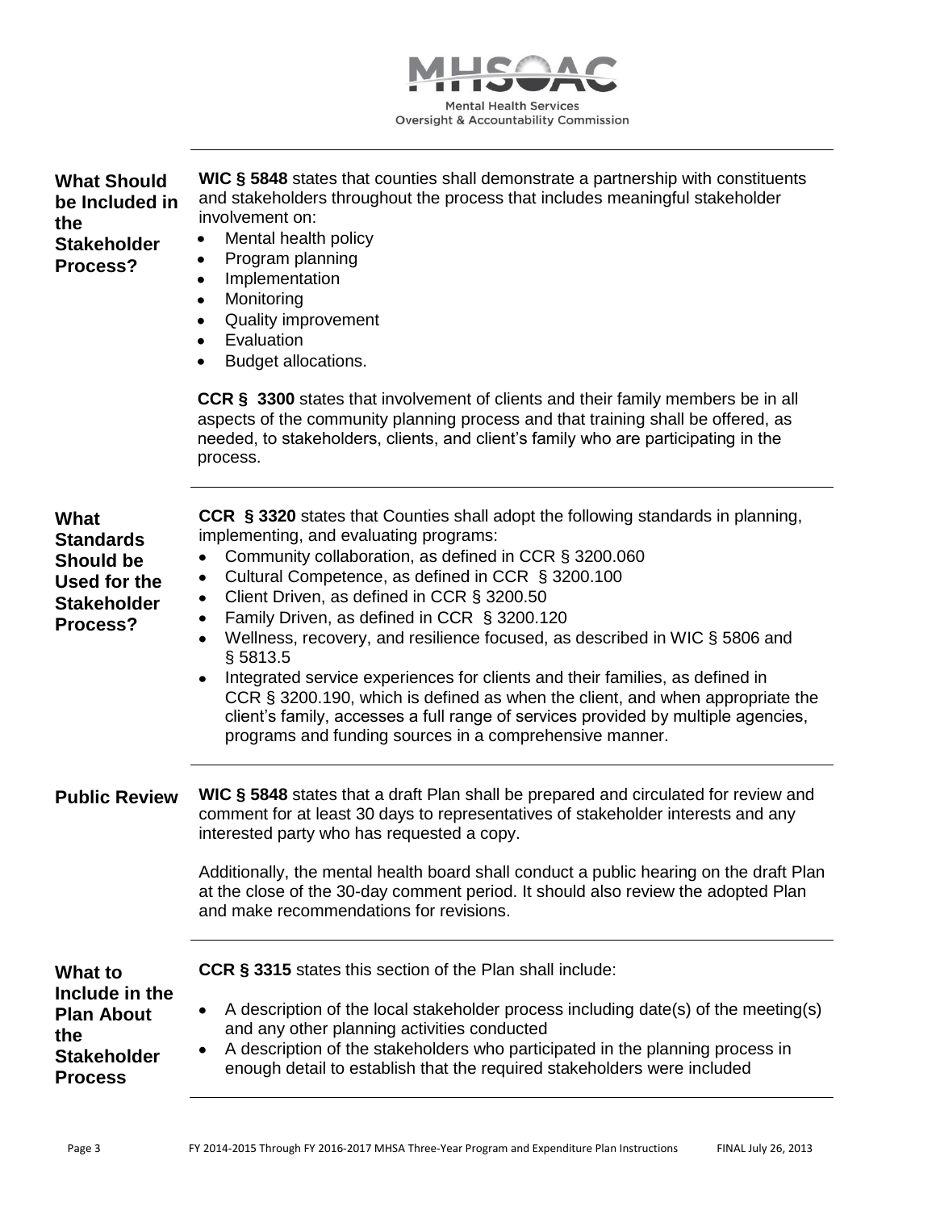## What Should be Included in the Stakeholder Process?

**WIC § 5848** states that counties shall demonstrate a partnership with constituents and stakeholders throughout the process that includes meaningful stakeholder involvement on:

- Mental health policy
- Program planning
- Implementation
- Monitoring
- Quality improvement
- Evaluation
- Budget allocations.

**CCR § 3300** states that involvement of clients and their family members be in all aspects of the community planning process and that training shall be offered, as needed, to stakeholders, clients, and client's family who are participating in the process.

## What Standards Should be Used for the Stakeholder Process?

**CCR § 3320** states that Counties shall adopt the following standards in planning, implementing, and evaluating programs:

- Community collaboration, as defined in CCR § 3200.060
- Cultural Competence, as defined in CCR § 3200.100
- Client Driven, as defined in CCR § 3200.50
- Family Driven, as defined in CCR § 3200.120
- Wellness, recovery, and resilience focused, as described in WIC § 5806 and § 5813.5
- Integrated service experiences for clients and their families, as defined in CCR § 3200.190, which is defined as when the client, and when appropriate the client's family, accesses a full range of services provided by multiple agencies, programs and funding sources in a comprehensive manner.

## Public Review

**WIC § 5848** states that a draft Plan shall be prepared and circulated for review and comment for at least 30 days to representatives of stakeholder interests and any interested party who has requested a copy.

Additionally, the mental health board shall conduct a public hearing on the draft Plan at the close of the 30-day comment period. It should also review the adopted Plan and make recommendations for revisions.

## What to Include in the Plan About the Stakeholder Process

**CCR § 3315** states this section of the Plan shall include:

- A description of the local stakeholder process including date(s) of the meeting(s) and any other planning activities conducted
- A description of the stakeholders who participated in the planning process in enough detail to establish that the required stakeholders were included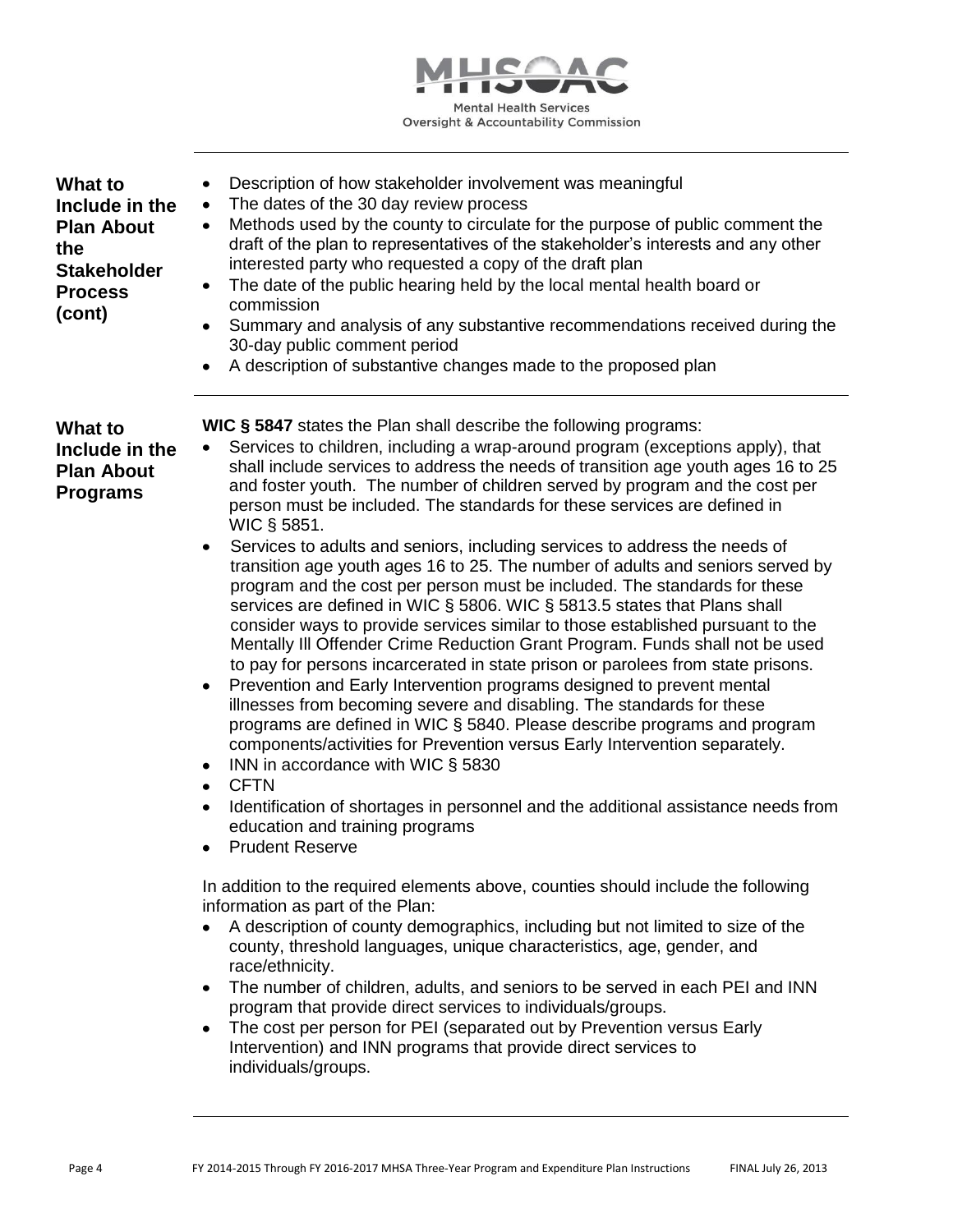**What to Include in the Plan About the Stakeholder Process (cont)**

- Description of how stakeholder involvement was meaningful
- The dates of the 30 day review process
- Methods used by the county to circulate for the purpose of public comment the draft of the plan to representatives of the stakeholder's interests and any other interested party who requested a copy of the draft plan
- The date of the public hearing held by the local mental health board or commission
- Summary and analysis of any substantive recommendations received during the 30-day public comment period
- A description of substantive changes made to the proposed plan

**What to Include in the Plan About Programs**

**WIC § 5847** states the Plan shall describe the following programs:

- Services to children, including a wrap-around program (exceptions apply), that shall include services to address the needs of transition age youth ages 16 to 25 and foster youth. The number of children served by program and the cost per person must be included. The standards for these services are defined in WIC § 5851.
- Services to adults and seniors, including services to address the needs of transition age youth ages 16 to 25. The number of adults and seniors served by program and the cost per person must be included. The standards for these services are defined in WIC § 5806. WIC § 5813.5 states that Plans shall consider ways to provide services similar to those established pursuant to the Mentally Ill Offender Crime Reduction Grant Program. Funds shall not be used to pay for persons incarcerated in state prison or parolees from state prisons.
- Prevention and Early Intervention programs designed to prevent mental illnesses from becoming severe and disabling. The standards for these programs are defined in WIC § 5840. Please describe programs and program components/activities for Prevention versus Early Intervention separately.
- INN in accordance with WIC § 5830
- CFTN
- Identification of shortages in personnel and the additional assistance needs from education and training programs
- Prudent Reserve

In addition to the required elements above, counties should include the following information as part of the Plan:

- A description of county demographics, including but not limited to size of the county, threshold languages, unique characteristics, age, gender, and race/ethnicity.
- The number of children, adults, and seniors to be served in each PEI and INN program that provide direct services to individuals/groups.
- The cost per person for PEI (separated out by Prevention versus Early Intervention) and INN programs that provide direct services to individuals/groups.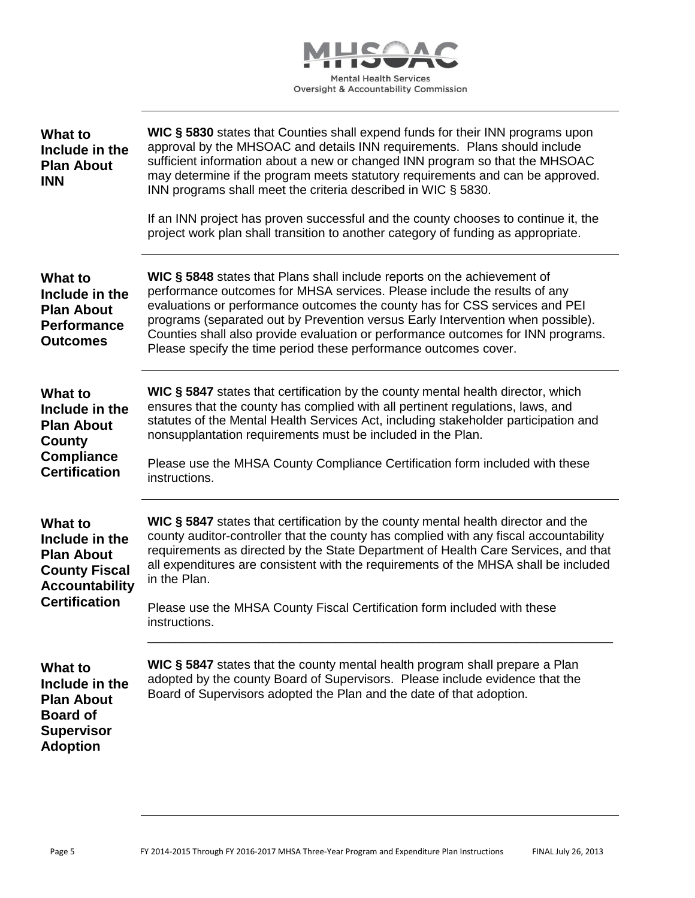| | |
|---|---|
| **What to Include in the Plan About INN** | **WIC § 5830** states that Counties shall expend funds for their INN programs upon approval by the MHSOAC and details INN requirements. Plans should include sufficient information about a new or changed INN program so that the MHSOAC may determine if the program meets statutory requirements and can be approved. INN programs shall meet the criteria described in WIC § 5830.<br><br>If an INN project has proven successful and the county chooses to continue it, the project work plan shall transition to another category of funding as appropriate. |
| **What to Include in the Plan About Performance Outcomes** | **WIC § 5848** states that Plans shall include reports on the achievement of performance outcomes for MHSA services. Please include the results of any evaluations or performance outcomes the county has for CSS services and PEI programs (separated out by Prevention versus Early Intervention when possible). Counties shall also provide evaluation or performance outcomes for INN programs. Please specify the time period these performance outcomes cover. |
| **What to Include in the Plan About County Compliance Certification** | **WIC § 5847** states that certification by the county mental health director, which ensures that the county has complied with all pertinent regulations, laws, and statutes of the Mental Health Services Act, including stakeholder participation and nonsupplantation requirements must be included in the Plan.<br><br>Please use the MHSA County Compliance Certification form included with these instructions. |
| **What to Include in the Plan About County Fiscal Accountability Certification** | **WIC § 5847** states that certification by the county mental health director and the county auditor-controller that the county has complied with any fiscal accountability requirements as directed by the State Department of Health Care Services, and that all expenditures are consistent with the requirements of the MHSA shall be included in the Plan.<br><br>Please use the MHSA County Fiscal Certification form included with these instructions. |
| **What to Include in the Plan About Board of Supervisor Adoption** | **WIC § 5847** states that the county mental health program shall prepare a Plan adopted by the county Board of Supervisors. Please include evidence that the Board of Supervisors adopted the Plan and the date of that adoption. |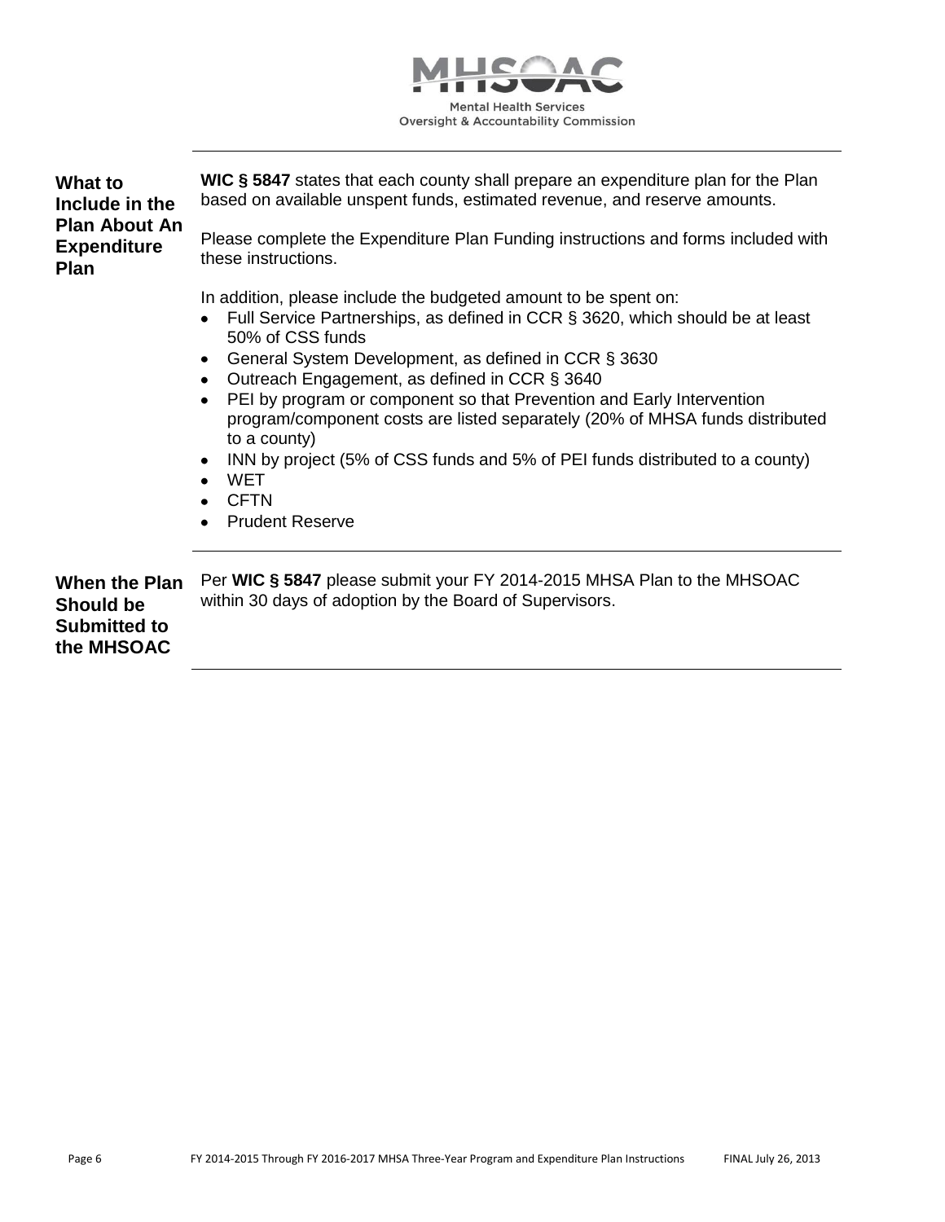MHSOAC

Mental Health Services Oversight & Accountability Commission

## What to Include in the Plan About An Expenditure Plan

**WIC § 5847** states that each county shall prepare an expenditure plan for the Plan based on available unspent funds, estimated revenue, and reserve amounts.

Please complete the Expenditure Plan Funding instructions and forms included with these instructions.

In addition, please include the budgeted amount to be spent on:

- Full Service Partnerships, as defined in CCR § 3620, which should be at least 50% of CSS funds
- General System Development, as defined in CCR § 3630
- Outreach Engagement, as defined in CCR § 3640
- PEI by program or component so that Prevention and Early Intervention program/component costs are listed separately (20% of MHSA funds distributed to a county)
- INN by project (5% of CSS funds and 5% of PEI funds distributed to a county)
- WET
- CFTN
- Prudent Reserve

## When the Plan Should be Submitted to the MHSOAC

Per **WIC § 5847** please submit your FY 2014-2015 MHSA Plan to the MHSOAC within 30 days of adoption by the Board of Supervisors.